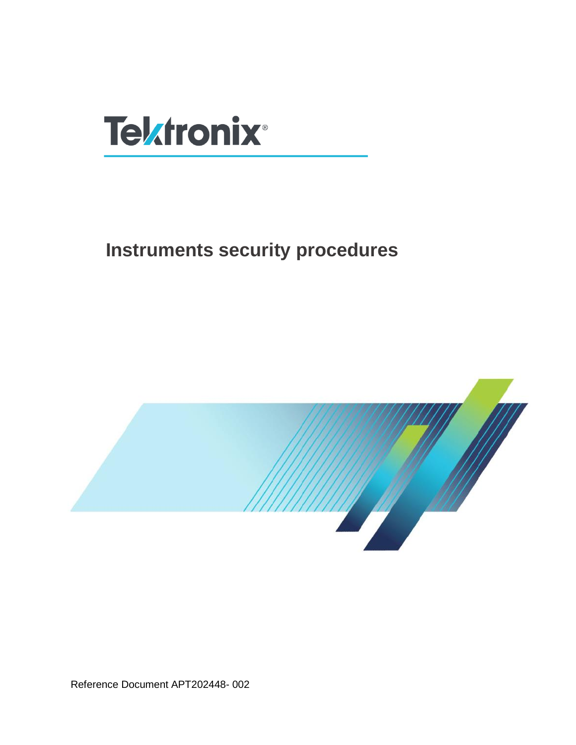Tektronix®

# Instruments security procedures

Reference Document APT202448- 002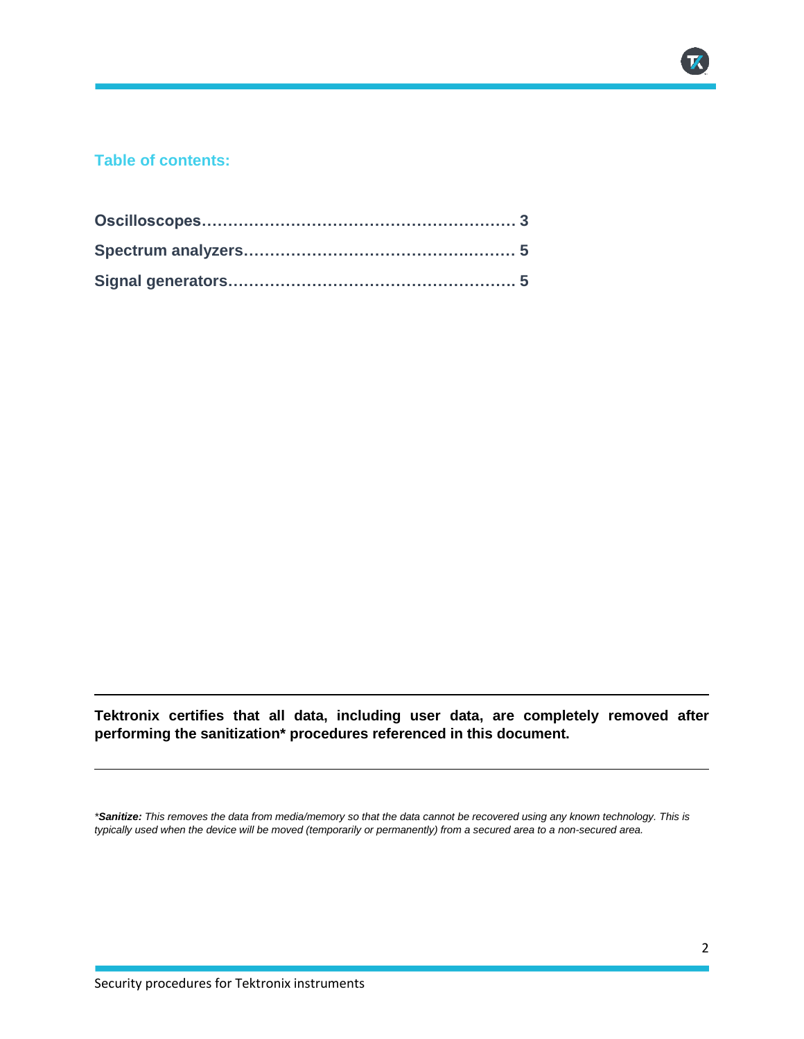## Table of contents:

**Oscilloscopes…………………………………………………… 3**

**Spectrum analyzers…………………………………………… 5**

**Signal generators……………………………………………… 5**

---

**Tektronix certifies that all data, including user data, are completely removed after performing the sanitization* procedures referenced in this document.**

---

**Sanitize:** *This removes the data from media/memory so that the data cannot be recovered using any known technology. This is typically used when the device will be moved (temporarily or permanently) from a secured area to a non-secured area.*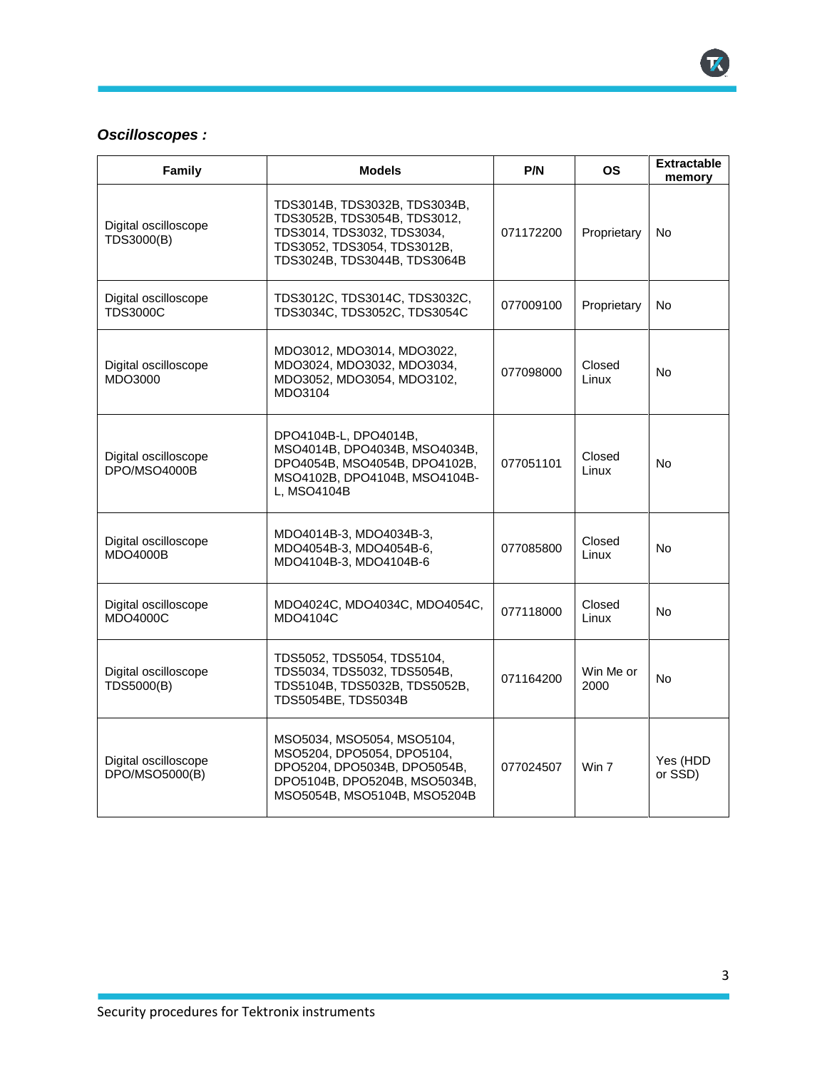***Oscilloscopes :***

| Family | Models | P/N | OS | Extractable memory |
| --- | --- | --- | --- | --- |
| Digital oscilloscope TDS3000(B) | TDS3014B, TDS3032B, TDS3034B, TDS3052B, TDS3054B, TDS3012, TDS3014, TDS3032, TDS3034, TDS3052, TDS3054, TDS3012B, TDS3024B, TDS3044B, TDS3064B | 071172200 | Proprietary | No |
| Digital oscilloscope TDS3000C | TDS3012C, TDS3014C, TDS3032C, TDS3034C, TDS3052C, TDS3054C | 077009100 | Proprietary | No |
| Digital oscilloscope MDO3000 | MDO3012, MDO3014, MDO3022, MDO3024, MDO3032, MDO3034, MDO3052, MDO3054, MDO3102, MDO3104 | 077098000 | Closed Linux | No |
| Digital oscilloscope DPO/MSO4000B | DPO4104B-L, DPO4014B, MSO4014B, DPO4034B, MSO4034B, DPO4054B, MSO4054B, DPO4102B, MSO4102B, DPO4104B, MSO4104B-L, MSO4104B | 077051101 | Closed Linux | No |
| Digital oscilloscope MDO4000B | MDO4014B-3, MDO4034B-3, MDO4054B-3, MDO4054B-6, MDO4104B-3, MDO4104B-6 | 077085800 | Closed Linux | No |
| Digital oscilloscope MDO4000C | MDO4024C, MDO4034C, MDO4054C, MDO4104C | 077118000 | Closed Linux | No |
| Digital oscilloscope TDS5000(B) | TDS5052, TDS5054, TDS5104, TDS5034, TDS5032, TDS5054B, TDS5104B, TDS5032B, TDS5052B, TDS5054BE, TDS5034B | 071164200 | Win Me or 2000 | No |
| Digital oscilloscope DPO/MSO5000(B) | MSO5034, MSO5054, MSO5104, MSO5204, DPO5054, DPO5104, DPO5204, DPO5034B, DPO5054B, DPO5104B, DPO5204B, MSO5034B, MSO5054B, MSO5104B, MSO5204B | 077024507 | Win 7 | Yes (HDD or SSD) |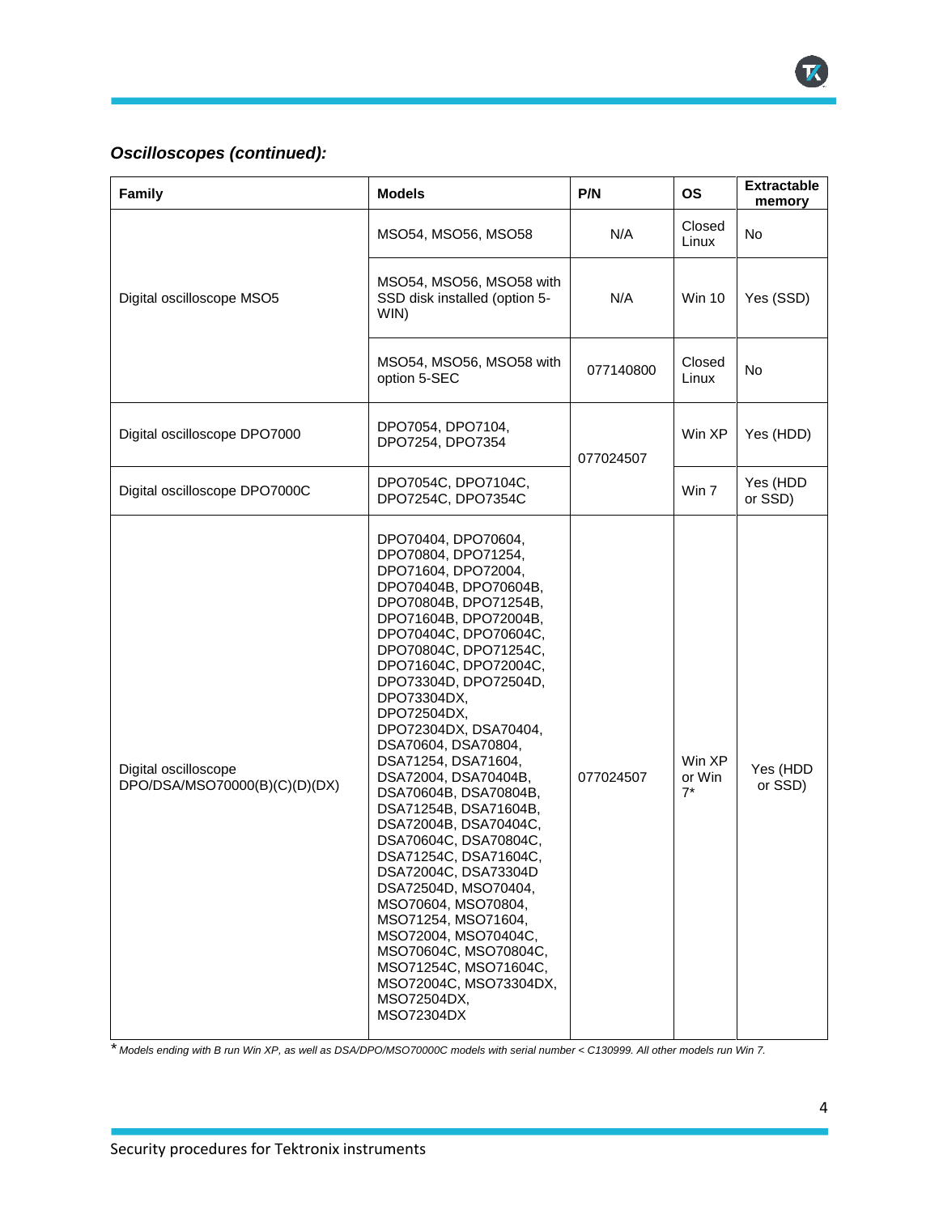***Oscilloscopes (continued):***

| Family | Models | P/N | OS | Extractable memory |
|---|---|---|---|---|
| Digital oscilloscope MSO5 | MSO54, MSO56, MSO58 | N/A | Closed Linux | No |
| | MSO54, MSO56, MSO58 with SSD disk installed (option 5-WIN) | N/A | Win 10 | Yes (SSD) |
| | MSO54, MSO56, MSO58 with option 5-SEC | 077140800 | Closed Linux | No |
| Digital oscilloscope DPO7000 | DPO7054, DPO7104, DPO7254, DPO7354 | 077024507 | Win XP | Yes (HDD) |
| Digital oscilloscope DPO7000C | DPO7054C, DPO7104C, DPO7254C, DPO7354C | | Win 7 | Yes (HDD or SSD) |
| Digital oscilloscope DPO/DSA/MSO70000(B)(C)(D)(DX) | DPO70404, DPO70604, DPO70804, DPO71254, DPO71604, DPO72004, DPO70404B, DPO70604B, DPO70804B, DPO71254B, DPO71604B, DPO72004B, DPO70404C, DPO70604C, DPO70804C, DPO71254C, DPO71604C, DPO72004C, DPO73304D, DPO72504D, DPO73304DX, DPO72504DX, DPO72304DX, DSA70404, DSA70604, DSA70804, DSA71254, DSA71604, DSA72004, DSA70404B, DSA70604B, DSA70804B, DSA71254B, DSA71604B, DSA72004B, DSA70404C, DSA70604C, DSA70804C, DSA71254C, DSA71604C, DSA72004C, DSA73304D DSA72504D, MSO70404, MSO70604, MSO70804, MSO71254, MSO71604, MSO72004, MSO70404C, MSO70604C, MSO70804C, MSO71254C, MSO71604C, MSO72004C, MSO73304DX, MSO72504DX, MSO72304DX | 077024507 | Win XP or Win 7* | Yes (HDD or SSD) |

* *Models ending with B run Win XP, as well as DSA/DPO/MSO70000C models with serial number < C130999. All other models run Win 7.*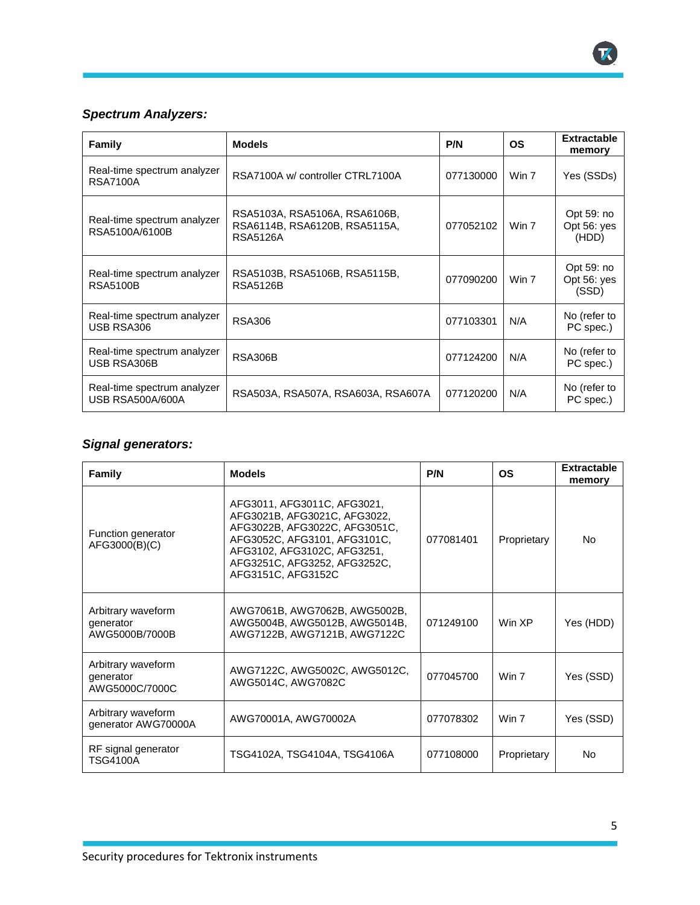### *Spectrum Analyzers:*

| Family | Models | P/N | OS | Extractable memory |
|---|---|---|---|---|
| Real-time spectrum analyzer RSA7100A | RSA7100A w/ controller CTRL7100A | 077130000 | Win 7 | Yes (SSDs) |
| Real-time spectrum analyzer RSA5100A/6100B | RSA5103A, RSA5106A, RSA6106B, RSA6114B, RSA6120B, RSA5115A, RSA5126A | 077052102 | Win 7 | Opt 59: no Opt 56: yes (HDD) |
| Real-time spectrum analyzer RSA5100B | RSA5103B, RSA5106B, RSA5115B, RSA5126B | 077090200 | Win 7 | Opt 59: no Opt 56: yes (SSD) |
| Real-time spectrum analyzer USB RSA306 | RSA306 | 077103301 | N/A | No (refer to PC spec.) |
| Real-time spectrum analyzer USB RSA306B | RSA306B | 077124200 | N/A | No (refer to PC spec.) |
| Real-time spectrum analyzer USB RSA500A/600A | RSA503A, RSA507A, RSA603A, RSA607A | 077120200 | N/A | No (refer to PC spec.) |

### *Signal generators:*

| Family | Models | P/N | OS | Extractable memory |
|---|---|---|---|---|
| Function generator AFG3000(B)(C) | AFG3011, AFG3011C, AFG3021, AFG3021B, AFG3021C, AFG3022, AFG3022B, AFG3022C, AFG3051C, AFG3052C, AFG3101, AFG3101C, AFG3102, AFG3102C, AFG3251, AFG3251C, AFG3252, AFG3252C, AFG3151C, AFG3152C | 077081401 | Proprietary | No |
| Arbitrary waveform generator AWG5000B/7000B | AWG7061B, AWG7062B, AWG5002B, AWG5004B, AWG5012B, AWG5014B, AWG7122B, AWG7121B, AWG7122C | 071249100 | Win XP | Yes (HDD) |
| Arbitrary waveform generator AWG5000C/7000C | AWG7122C, AWG5002C, AWG5012C, AWG5014C, AWG7082C | 077045700 | Win 7 | Yes (SSD) |
| Arbitrary waveform generator AWG70000A | AWG70001A, AWG70002A | 077078302 | Win 7 | Yes (SSD) |
| RF signal generator TSG4100A | TSG4102A, TSG4104A, TSG4106A | 077108000 | Proprietary | No |